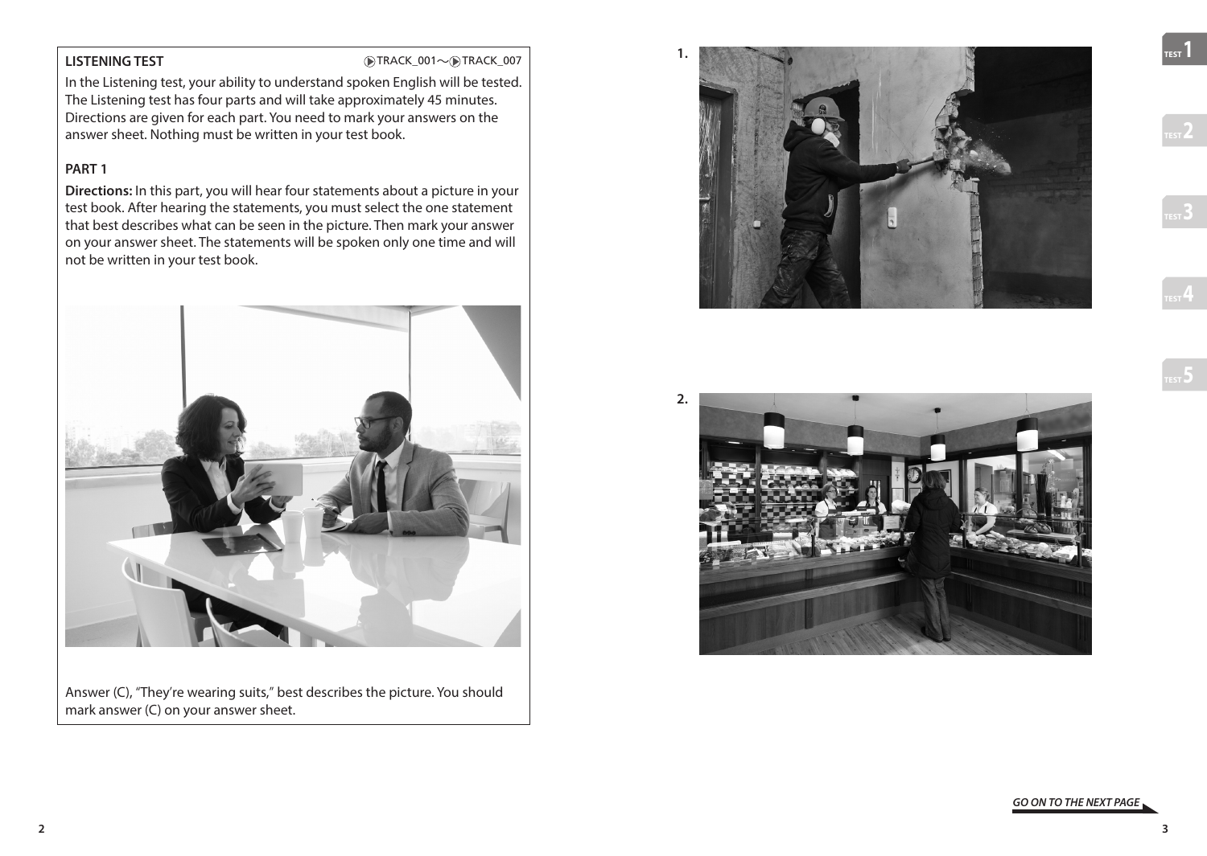**LISTENING TEST**

TRACK_001～TRACK_007

In the Listening test, your ability to understand spoken English will be tested. The Listening test has four parts and will take approximately 45 minutes. Directions are given for each part. You need to mark your answers on the answer sheet. Nothing must be written in your test book.

**PART 1**

**Directions:** In this part, you will hear four statements about a picture in your test book. After hearing the statements, you must select the one statement that best describes what can be seen in the picture. Then mark your answer on your answer sheet. The statements will be spoken only one time and will not be written in your test book.

Answer (C), "They're wearing suits," best describes the picture. You should mark answer (C) on your answer sheet.

1.

2.

***GO ON TO THE NEXT PAGE***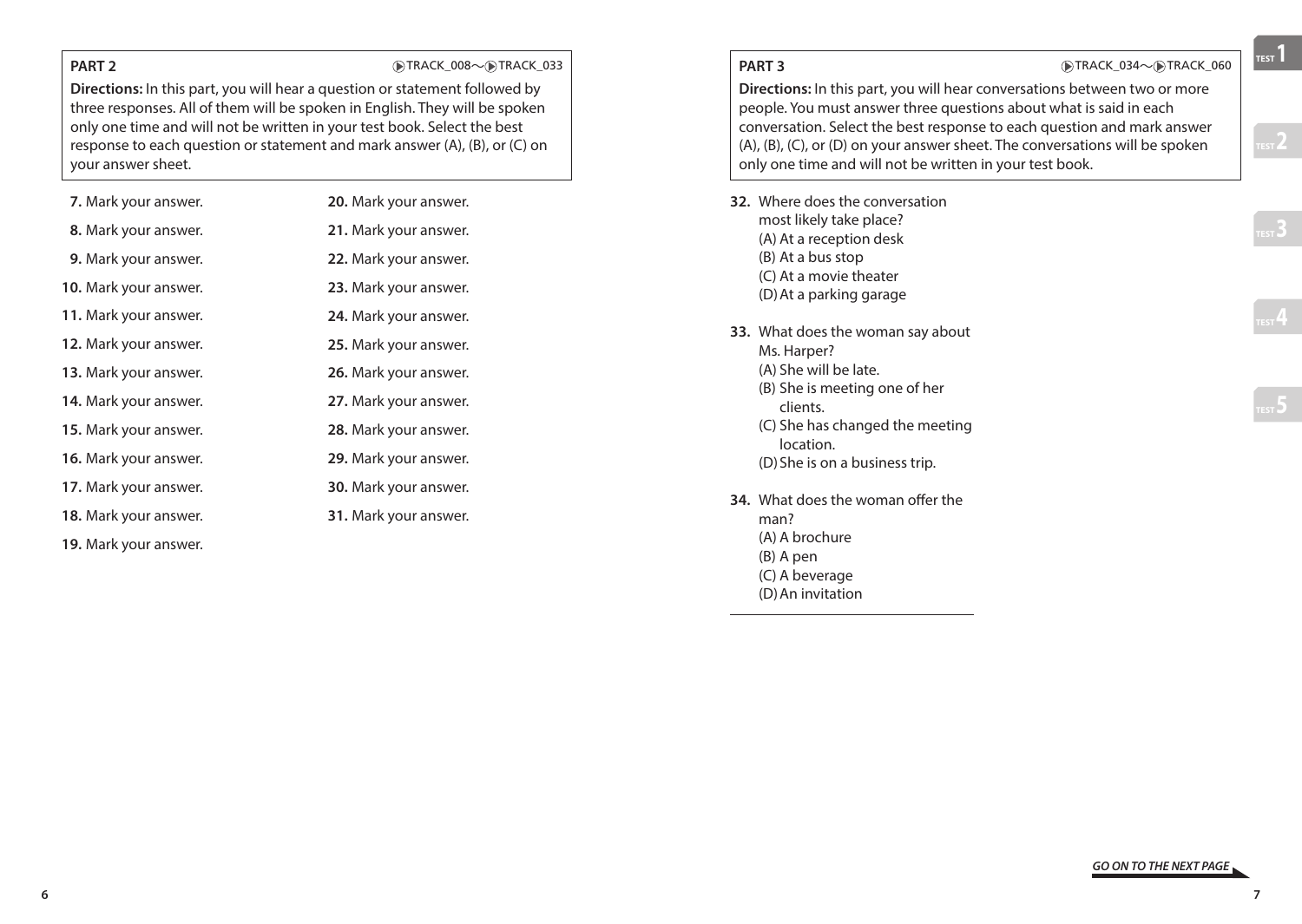## PART 2

TRACK_008～TRACK_033

**Directions:** In this part, you will hear a question or statement followed by three responses. All of them will be spoken in English. They will be spoken only one time and will not be written in your test book. Select the best response to each question or statement and mark answer (A), (B), or (C) on your answer sheet.

**7.** Mark your answer.

**8.** Mark your answer.

**9.** Mark your answer.

**10.** Mark your answer.

**11.** Mark your answer.

**12.** Mark your answer.

**13.** Mark your answer.

**14.** Mark your answer.

**15.** Mark your answer.

**16.** Mark your answer.

**17.** Mark your answer.

**18.** Mark your answer.

**19.** Mark your answer.

**20.** Mark your answer.

**21.** Mark your answer.

**22.** Mark your answer.

**23.** Mark your answer.

**24.** Mark your answer.

**25.** Mark your answer.

**26.** Mark your answer.

**27.** Mark your answer.

**28.** Mark your answer.

**29.** Mark your answer.

**30.** Mark your answer.

**31.** Mark your answer.

## PART 3

TRACK_034～TRACK_060

**Directions:** In this part, you will hear conversations between two or more people. You must answer three questions about what is said in each conversation. Select the best response to each question and mark answer (A), (B), (C), or (D) on your answer sheet. The conversations will be spoken only one time and will not be written in your test book.

**32.** Where does the conversation most likely take place?
(A) At a reception desk
(B) At a bus stop
(C) At a movie theater
(D) At a parking garage

**33.** What does the woman say about Ms. Harper?
(A) She will be late.
(B) She is meeting one of her clients.
(C) She has changed the meeting location.
(D) She is on a business trip.

**34.** What does the woman offer the man?
(A) A brochure
(B) A pen
(C) A beverage
(D) An invitation

***GO ON TO THE NEXT PAGE***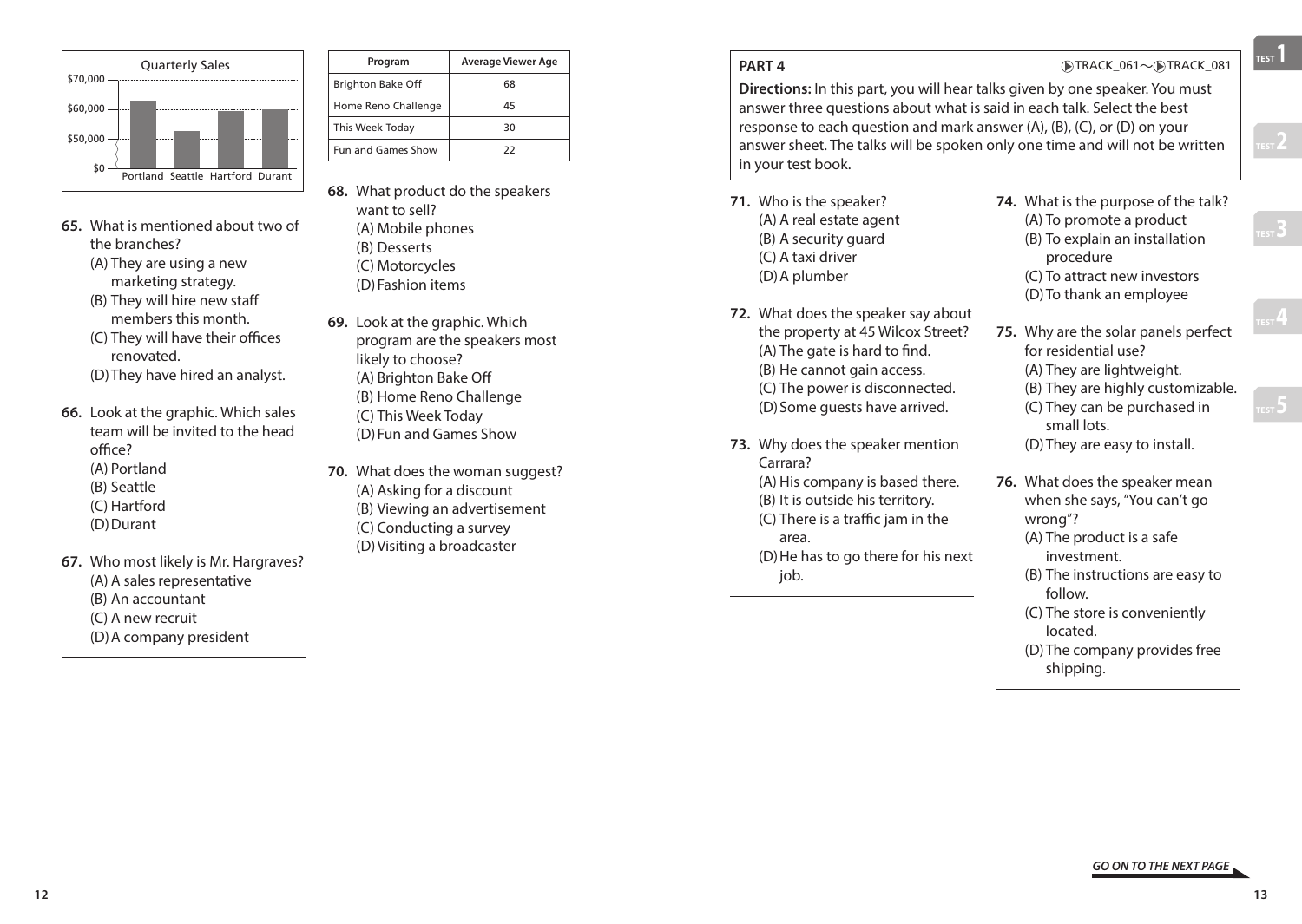Quarterly Sales

$70,000
$60,000
$50,000
$0

Portland Seattle Hartford Durant

**65.** What is mentioned about two of the branches?
(A) They are using a new marketing strategy.
(B) They will hire new staff members this month.
(C) They will have their offices renovated.
(D) They have hired an analyst.

**66.** Look at the graphic. Which sales team will be invited to the head office?
(A) Portland
(B) Seattle
(C) Hartford
(D) Durant

**67.** Who most likely is Mr. Hargraves?
(A) A sales representative
(B) An accountant
(C) A new recruit
(D) A company president

| Program | Average Viewer Age |
|---|---|
| Brighton Bake Off | 68 |
| Home Reno Challenge | 45 |
| This Week Today | 30 |
| Fun and Games Show | 22 |

**68.** What product do the speakers want to sell?
(A) Mobile phones
(B) Desserts
(C) Motorcycles
(D) Fashion items

**69.** Look at the graphic. Which program are the speakers most likely to choose?
(A) Brighton Bake Off
(B) Home Reno Challenge
(C) This Week Today
(D) Fun and Games Show

**70.** What does the woman suggest?
(A) Asking for a discount
(B) Viewing an advertisement
(C) Conducting a survey
(D) Visiting a broadcaster

## PART 4

TRACK_061～TRACK_081

**Directions:** In this part, you will hear talks given by one speaker. You must answer three questions about what is said in each talk. Select the best response to each question and mark answer (A), (B), (C), or (D) on your answer sheet. The talks will be spoken only one time and will not be written in your test book.

**71.** Who is the speaker?
(A) A real estate agent
(B) A security guard
(C) A taxi driver
(D) A plumber

**72.** What does the speaker say about the property at 45 Wilcox Street?
(A) The gate is hard to find.
(B) He cannot gain access.
(C) The power is disconnected.
(D) Some guests have arrived.

**73.** Why does the speaker mention Carrara?
(A) His company is based there.
(B) It is outside his territory.
(C) There is a traffic jam in the area.
(D) He has to go there for his next job.

**74.** What is the purpose of the talk?
(A) To promote a product
(B) To explain an installation procedure
(C) To attract new investors
(D) To thank an employee

**75.** Why are the solar panels perfect for residential use?
(A) They are lightweight.
(B) They are highly customizable.
(C) They can be purchased in small lots.
(D) They are easy to install.

**76.** What does the speaker mean when she says, "You can't go wrong"?
(A) The product is a safe investment.
(B) The instructions are easy to follow.
(C) The store is conveniently located.
(D) The company provides free shipping.

*GO ON TO THE NEXT PAGE*